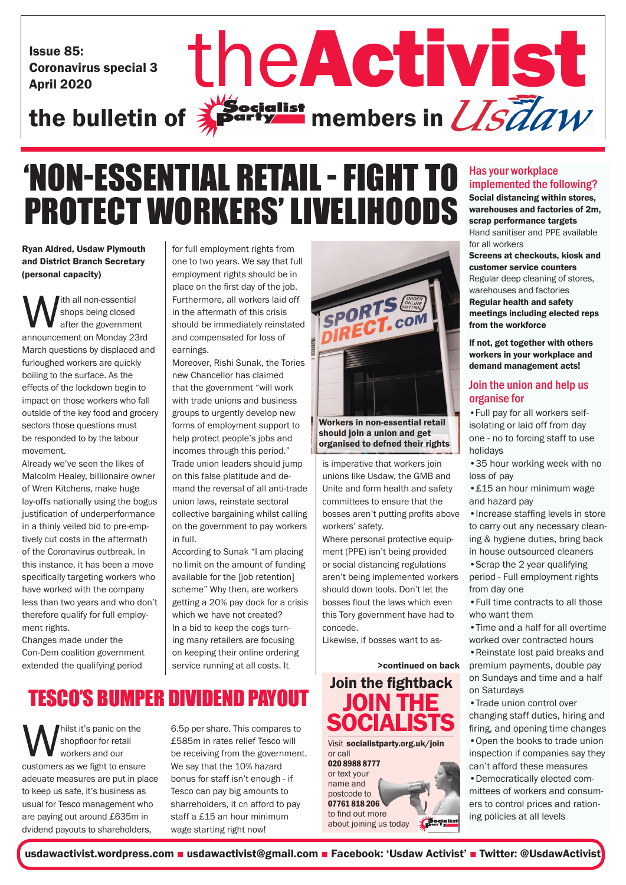Issue 85:
Coronavirus special 3
April 2020

# theActivist

the bulletin of Socialist Party members in Usdaw

# 'NON-ESSENTIAL RETAIL - FIGHT TO PROTECT WORKERS' LIVELIHOODS

**Ryan Aldred, Usdaw Plymouth and District Branch Secretary (personal capacity)**

With all non-essential shops being closed after the government announcement on Monday 23rd March questions by displaced and furloughed workers are quickly boiling to the surface. As the effects of the lockdown begin to impact on those workers who fall outside of the key food and grocery sectors those questions must be responded to by the labour movement.

Already we've seen the likes of Malcolm Healey, billionaire owner of Wren Kitchens, make huge lay-offs nationally using the bogus justification of underperformance in a thinly veiled bid to pre-emptively cut costs in the aftermath of the Coronavirus outbreak. In this instance, it has been a move specifically targeting workers who have worked with the company less than two years and who don't therefore qualify for full employment rights.

Changes made under the Con-Dem coalition government extended the qualifying period for full employment rights from one to two years. We say that full employment rights should be in place on the first day of the job. Furthermore, all workers laid off in the aftermath of this crisis should be immediately reinstated and compensated for loss of earnings.

Moreover, Rishi Sunak, the Tories new Chancellor has claimed that the government "will work with trade unions and business groups to urgently develop new forms of employment support to help protect people's jobs and incomes through this period." Trade union leaders should jump on this false platitude and demand the reversal of all anti-trade union laws, reinstate sectoral collective bargaining whilst calling on the government to pay workers in full.

According to Sunak "I am placing no limit on the amount of funding available for the [job retention] scheme" Why then, are workers getting a 20% pay dock for a crisis which we have not created?

In a bid to keep the cogs turning many retailers are focusing on keeping their online ordering service running at all costs. It is imperative that workers join unions like Usdaw, the GMB and Unite and form health and safety committees to ensure that the bosses aren't putting profits above workers' safety.

Workers in non-essential retail should join a union and get organised to defned their rights

Where personal protective equipment (PPE) isn't being provided or social distancing regulations aren't being implemented workers should down tools. Don't let the bosses flout the laws which even this Tory government have had to concede.

Likewise, if bosses want to as-

>continued on back

# TESCO'S BUMPER DIVIDEND PAYOUT

Whilst it's panic on the shopfloor for retail workers and our customers as we fight to ensure adeuate measures are put in place to keep us safe, it's business as usual for Tesco management who are paying out around £635m in dvidend payouts to shareholders, 6.5p per share. This compares to £585m in rates relief Tesco will be receiving from the government. We say that the 10% hazard bonus for staff isn't enough - if Tesco can pay big amounts to sharreholders, it cn afford to pay staff a £15 an hour minimum wage starting right now!

## Join the fightback
# JOIN THE SOCIALISTS

Visit **socialistparty.org.uk/join** or call **020 8988 8777** or text your name and postcode to **07761 818 206** to find out more about joining us today

## Has your workplace implemented the following?

**Social distancing within stores, warehouses and factories of 2m, scrap performance targets**
Hand sanitiser and PPE available for all workers
**Screens at checkouts, kiosk and customer service counters**
Regular deep cleaning of stores, warehouses and factories
**Regular health and safety meetings including elected reps from the workforce**

**If not, get together with others workers in your workplace and demand management acts!**

## Join the union and help us organise for

- Full pay for all workers self-isolating or laid off from day one - no to forcing staff to use holidays
- 35 hour working week with no loss of pay
- £15 an hour minimum wage and hazard pay
- Increase staffing levels in store to carry out any necessary cleaning & hygiene duties, bring back in house outsourced cleaners
- Scrap the 2 year qualifying period - Full employment rights from day one
- Full time contracts to all those who want them
- Time and a half for all overtime worked over contracted hours
- Reinstate lost paid breaks and premium payments, double pay on Sundays and time and a half on Saturdays
- Trade union control over changing staff duties, hiring and firing, and opening time changes
- Open the books to trade union inspection if companies say they can't afford these measures
- Democratically elected committees of workers and consumers to control prices and rationing policies at all levels

usdawactivist.wordpress.com ■ usdawactivist@gmail.com ■ Facebook: 'Usdaw Activist' ■ Twitter: @UsdawActivist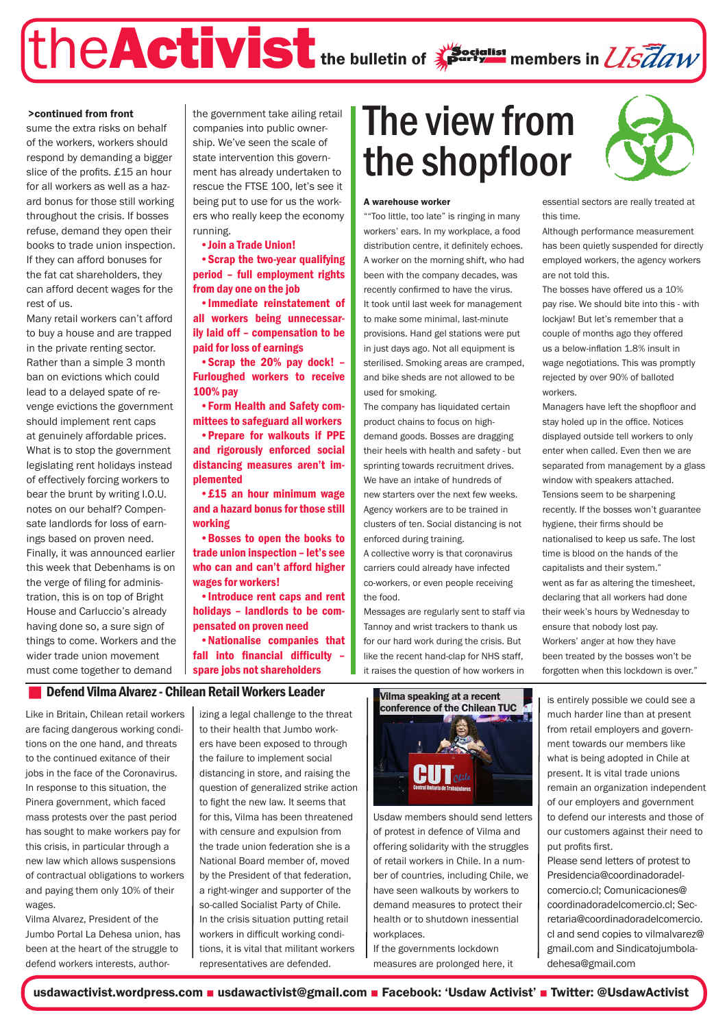**>continued from front**

sume the extra risks on behalf of the workers, workers should respond by demanding a bigger slice of the profits. £15 an hour for all workers as well as a hazard bonus for those still working throughout the crisis. If bosses refuse, demand they open their books to trade union inspection. If they can afford bonuses for the fat cat shareholders, they can afford decent wages for the rest of us.

Many retail workers can't afford to buy a house and are trapped in the private renting sector. Rather than a simple 3 month ban on evictions which could lead to a delayed spate of revenge evictions the government should implement rent caps at genuinely affordable prices. What is to stop the government legislating rent holidays instead of effectively forcing workers to bear the brunt by writing I.O.U. notes on our behalf? Compensate landlords for loss of earnings based on proven need.

Finally, it was announced earlier this week that Debenhams is on the verge of filing for administration, this is on top of Bright House and Carluccio's already having done so, a sure sign of things to come. Workers and the wider trade union movement must come together to demand the government take ailing retail companies into public ownership. We've seen the scale of state intervention this government has already undertaken to rescue the FTSE 100, let's see it being put to use for us the workers who really keep the economy running.

- **Join a Trade Union!**
- **Scrap the two-year qualifying period – full employment rights from day one on the job**
- **Immediate reinstatement of all workers being unnecessarily laid off – compensation to be paid for loss of earnings**
- **Scrap the 20% pay dock! – Furloughed workers to receive 100% pay**
- **Form Health and Safety committees to safeguard all workers**
- **Prepare for walkouts if PPE and rigorously enforced social distancing measures aren't implemented**
- **£15 an hour minimum wage and a hazard bonus for those still working**
- **Bosses to open the books to trade union inspection – let's see who can and can't afford higher wages for workers!**
- **Introduce rent caps and rent holidays – landlords to be compensated on proven need**
- **Nationalise companies that fall into financial difficulty – spare jobs not shareholders**

# The view from the shopfloor

**A warehouse worker**

""Too little, too late" is ringing in many workers' ears. In my workplace, a food distribution centre, it definitely echoes. A worker on the morning shift, who had been with the company decades, was recently confirmed to have the virus. It took until last week for management to make some minimal, last-minute provisions. Hand gel stations were put in just days ago. Not all equipment is sterilised. Smoking areas are cramped, and bike sheds are not allowed to be used for smoking.

The company has liquidated certain product chains to focus on high-demand goods. Bosses are dragging their heels with health and safety - but sprinting towards recruitment drives. We have an intake of hundreds of new starters over the next few weeks. Agency workers are to be trained in clusters of ten. Social distancing is not enforced during training.

A collective worry is that coronavirus carriers could already have infected co-workers, or even people receiving the food.

Messages are regularly sent to staff via Tannoy and wrist trackers to thank us for our hard work during the crisis. But like the recent hand-clap for NHS staff, it raises the question of how workers in essential sectors are really treated at this time.

Although performance measurement has been quietly suspended for directly employed workers, the agency workers are not told this.

The bosses have offered us a 10% pay rise. We should bite into this - with lockjaw! But let's remember that a couple of months ago they offered us a below-inflation 1.8% insult in wage negotiations. This was promptly rejected by over 90% of balloted workers.

Managers have left the shopfloor and stay holed up in the office. Notices displayed outside tell workers to only enter when called. Even then we are separated from management by a glass window with speakers attached.

Tensions seem to be sharpening recently. If the bosses won't guarantee hygiene, their firms should be nationalised to keep us safe. The lost time is blood on the hands of the capitalists and their system."

went as far as altering the timesheet, declaring that all workers had done their week's hours by Wednesday to ensure that nobody lost pay.

Workers' anger at how they have been treated by the bosses won't be forgotten when this lockdown is over."

## Defend Vilma Alvarez - Chilean Retail Workers Leader

Like in Britain, Chilean retail workers are facing dangerous working conditions on the one hand, and threats to the continued exitance of their jobs in the face of the Coronavirus.

In response to this situation, the Pinera government, which faced mass protests over the past period has sought to make workers pay for this crisis, in particular through a new law which allows suspensions of contractual obligations to workers and paying them only 10% of their wages.

Vilma Alvarez, President of the Jumbo Portal La Dehesa union, has been at the heart of the struggle to defend workers interests, authorizing a legal challenge to the threat to their health that Jumbo workers have been exposed to through the failure to implement social distancing in store, and raising the question of generalized strike action to fight the new law. It seems that for this, Vilma has been threatened with censure and expulsion from the trade union federation she is a National Board member of, moved by the President of that federation, a right-winger and supporter of the so-called Socialist Party of Chile.

In the crisis situation putting retail workers in difficult working conditions, it is vital that militant workers representatives are defended.

Vilma speaking at a recent conference of the Chilean TUC

Usdaw members should send letters of protest in defence of Vilma and offering solidarity with the struggles of retail workers in Chile. In a number of countries, including Chile, we have seen walkouts by workers to demand measures to protect their health or to shutdown inessential workplaces.

If the governments lockdown measures are prolonged here, it is entirely possible we could see a much harder line than at present from retail employers and government towards our members like what is being adopted in Chile at present. It is vital trade unions remain an organization independent of our employers and government to defend our interests and those of our customers against their need to put profits first.

Please send letters of protest to Presidencia@coordinadoradelcomercio.cl; Comunicaciones@coordinadoradelcomercio.cl; Secretaria@coordinadoradelcomercio.cl and send copies to vilmalvarez@gmail.com and Sindicatojumboladehesa@gmail.com

usdawactivist.wordpress.com ■ usdawactivist@gmail.com ■ Facebook: 'Usdaw Activist' ■ Twitter: @UsdawActivist